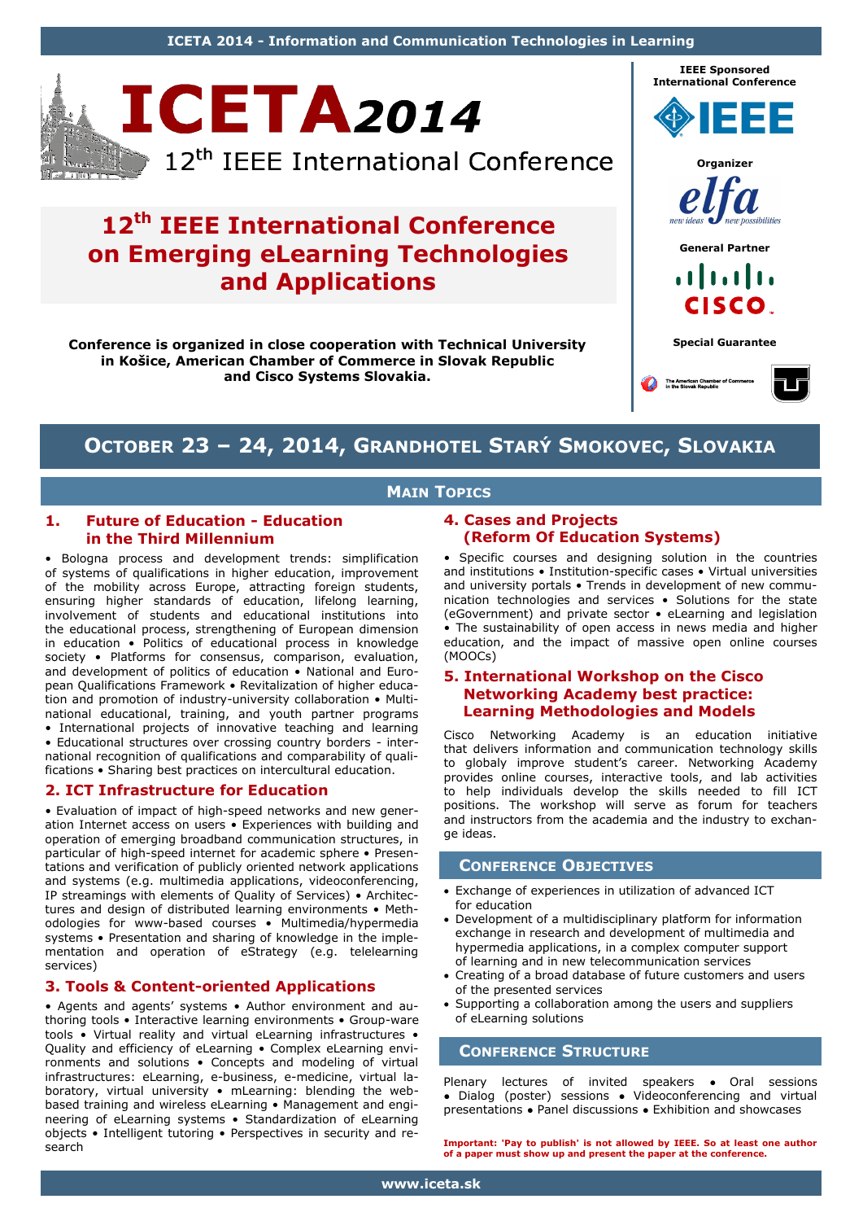ICETA 2014 - Information and Communication Technologies in Learning

# ICETA2014

12th IEEE International Conference

## 12th IEEE International Conference on Emerging eLearning Technologies and Applications

**Conference is organized in close cooperation with Technical University in Košice, American Chamber of Commerce in Slovak Republic and Cisco Systems Slovakia.**

IEEE Sponsored International Conference

Organizer

General Partner

Special Guarantee

## October 23 – 24, 2014, Grandhotel Starý Smokovec, Slovakia

## Main Topics

### 1. Future of Education - Education in the Third Millennium

• Bologna process and development trends: simplification of systems of qualifications in higher education, improvement of the mobility across Europe, attracting foreign students, ensuring higher standards of education, lifelong learning, involvement of students and educational institutions into the educational process, strengthening of European dimension in education • Politics of educational process in knowledge society • Platforms for consensus, comparison, evaluation, and development of politics of education • National and European Qualifications Framework • Revitalization of higher education and promotion of industry-university collaboration • Multinational educational, training, and youth partner programs • International projects of innovative teaching and learning • Educational structures over crossing country borders - international recognition of qualifications and comparability of qualifications • Sharing best practices on intercultural education.

### 2. ICT Infrastructure for Education

• Evaluation of impact of high-speed networks and new generation Internet access on users • Experiences with building and operation of emerging broadband communication structures, in particular of high-speed internet for academic sphere • Presentations and verification of publicly oriented network applications and systems (e.g. multimedia applications, videoconferencing, IP streamings with elements of Quality of Services) • Architectures and design of distributed learning environments • Methodologies for www-based courses • Multimedia/hypermedia systems • Presentation and sharing of knowledge in the implementation and operation of eStrategy (e.g. telelearning services)

### 3. Tools & Content-oriented Applications

• Agents and agents' systems • Author environment and authoring tools • Interactive learning environments • Group-ware tools • Virtual reality and virtual eLearning infrastructures • Quality and efficiency of eLearning • Complex eLearning environments and solutions • Concepts and modeling of virtual infrastructures: eLearning, e-business, e-medicine, virtual laboratory, virtual university • mLearning: blending the web-based training and wireless eLearning • Management and engineering of eLearning systems • Standardization of eLearning objects • Intelligent tutoring • Perspectives in security and research

### 4. Cases and Projects (Reform Of Education Systems)

• Specific courses and designing solution in the countries and institutions • Institution-specific cases • Virtual universities and university portals • Trends in development of new communication technologies and services • Solutions for the state (eGovernment) and private sector • eLearning and legislation • The sustainability of open access in news media and higher education, and the impact of massive open online courses (MOOCs)

### 5. International Workshop on the Cisco Networking Academy best practice: Learning Methodologies and Models

Cisco Networking Academy is an education initiative that delivers information and communication technology skills to globaly improve student's career. Networking Academy provides online courses, interactive tools, and lab activities to help individuals develop the skills needed to fill ICT positions. The workshop will serve as forum for teachers and instructors from the academia and the industry to exchange ideas.

## Conference Objectives

- Exchange of experiences in utilization of advanced ICT for education
- Development of a multidisciplinary platform for information exchange in research and development of multimedia and hypermedia applications, in a complex computer support of learning and in new telecommunication services
- Creating of a broad database of future customers and users of the presented services
- Supporting a collaboration among the users and suppliers of eLearning solutions

## Conference Structure

Plenary lectures of invited speakers • Oral sessions • Dialog (poster) sessions • Videoconferencing and virtual presentations • Panel discussions • Exhibition and showcases

**Important: 'Pay to publish' is not allowed by IEEE. So at least one author of a paper must show up and present the paper at the conference.**

www.iceta.sk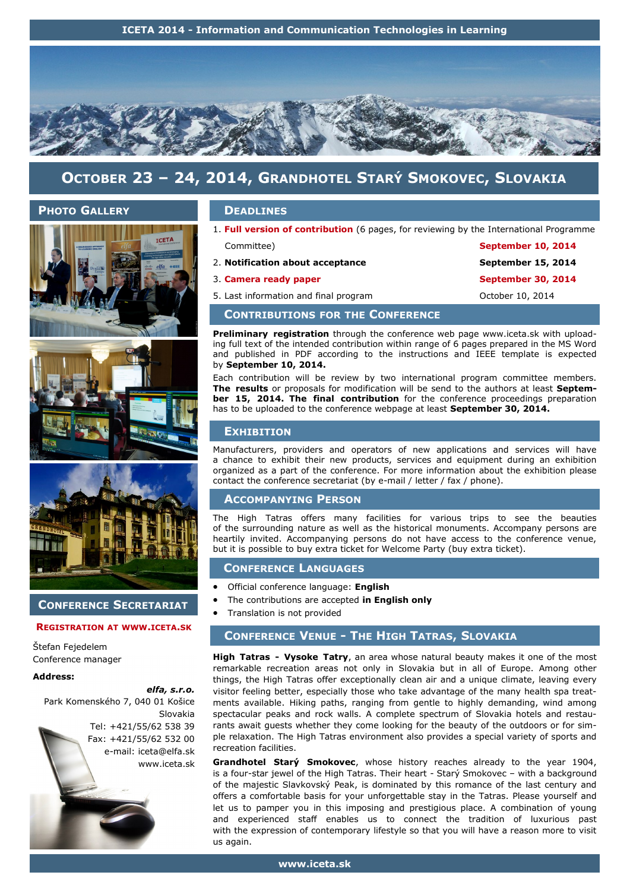# ICETA 2014 - Information and Communication Technologies in Learning

## October 23 – 24, 2014, Grandhotel Starý Smokovec, Slovakia

## Deadlines

1. **Full version of contribution** (6 pages, for reviewing by the International Programme Committee) — **September 10, 2014**
2. **Notification about acceptance** — **September 15, 2014**
3. **Camera ready paper** — **September 30, 2014**
5. Last information and final program — October 10, 2014

## Contributions for the Conference

**Preliminary registration** through the conference web page www.iceta.sk with uploading full text of the intended contribution within range of 6 pages prepared in the MS Word and published in PDF according to the instructions and IEEE template is expected by **September 10, 2014.**

Each contribution will be review by two international program committee members. **The results** or proposals for modification will be send to the authors at least **September 15, 2014. The final contribution** for the conference proceedings preparation has to be uploaded to the conference webpage at least **September 30, 2014.**

## Exhibition

Manufacturers, providers and operators of new applications and services will have a chance to exhibit their new products, services and equipment during an exhibition organized as a part of the conference. For more information about the exhibition please contact the conference secretariat (by e-mail / letter / fax / phone).

## Accompanying Person

The High Tatras offers many facilities for various trips to see the beauties of the surrounding nature as well as the historical monuments. Accompany persons are heartily invited. Accompanying persons do not have access to the conference venue, but it is possible to buy extra ticket for Welcome Party (buy extra ticket).

## Conference Languages

- Official conference language: **English**
- The contributions are accepted **in English only**
- Translation is not provided

## Conference Venue - The High Tatras, Slovakia

**High Tatras - Vysoke Tatry**, an area whose natural beauty makes it one of the most remarkable recreation areas not only in Slovakia but in all of Europe. Among other things, the High Tatras offer exceptionally clean air and a unique climate, leaving every visitor feeling better, especially those who take advantage of the many health spa treatments available. Hiking paths, ranging from gentle to highly demanding, wind among spectacular peaks and rock walls. A complete spectrum of Slovakia hotels and restaurants await guests whether they come looking for the beauty of the outdoors or for simple relaxation. The High Tatras environment also provides a special variety of sports and recreation facilities.

**Grandhotel Starý Smokovec**, whose history reaches already to the year 1904, is a four-star jewel of the High Tatras. Their heart - Starý Smokovec – with a background of the majestic Slavkovský Peak, is dominated by this romance of the last century and offers a comfortable basis for your unforgettable stay in the Tatras. Please yourself and let us to pamper you in this imposing and prestigious place. A combination of young and experienced staff enables us to connect the tradition of luxurious past with the expression of contemporary lifestyle so that you will have a reason more to visit us again.

## Photo Gallery

## Conference Secretariat

**Registration at www.iceta.sk**

Štefan Fejedelem
Conference manager

**Address:**

***elfa, s.r.o.***
Park Komenského 7, 040 01 Košice
Slovakia
Tel: +421/55/62 538 39
Fax: +421/55/62 532 00
e-mail: iceta@elfa.sk
www.iceta.sk

www.iceta.sk